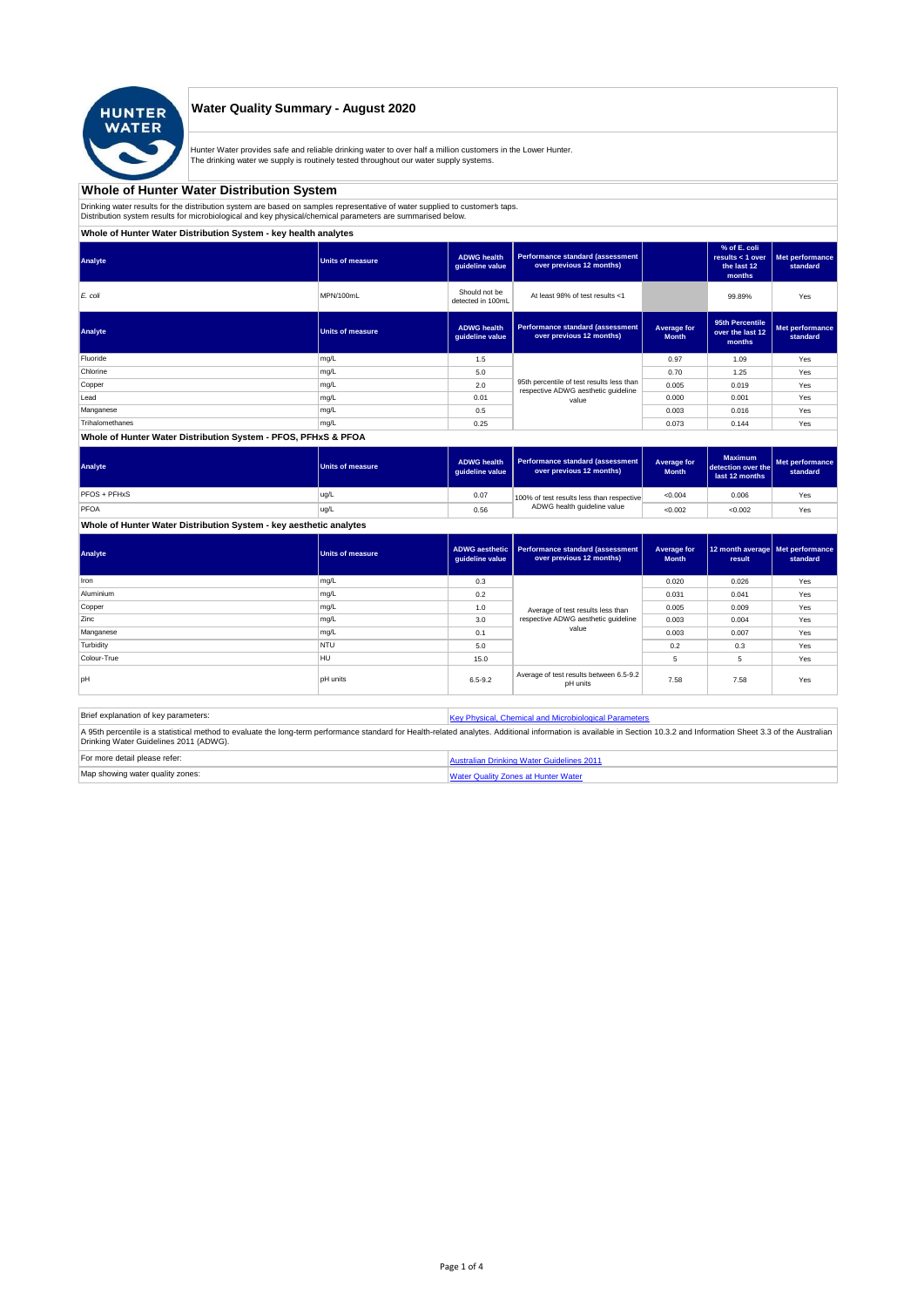# Water Quality Summary - August 2020

Hunter Water provides safe and reliable drinking water to over half a million customers in the Lower Hunter.
The drinking water we supply is routinely tested throughout our water supply systems.

## Whole of Hunter Water Distribution System

Drinking water results for the distribution system are based on samples representative of water supplied to customer's taps.
Distribution system results for microbiological and key physical/chemical parameters are summarised below.

### Whole of Hunter Water Distribution System - key health analytes

| Analyte | Units of measure | ADWG health guideline value | Performance standard (assessment over previous 12 months) | | % of E. coli results < 1 over the last 12 months | Met performance standard |
|---|---|---|---|---|---|---|
| *E. coli* | MPN/100mL | Should not be detected in 100mL | At least 98% of test results <1 | | 99.89% | Yes |

| Analyte | Units of measure | ADWG health guideline value | Performance standard (assessment over previous 12 months) | Average for Month | 95th Percentile over the last 12 months | Met performance standard |
|---|---|---|---|---|---|---|
| Fluoride | mg/L | 1.5 | 95th percentile of test results less than respective ADWG aesthetic guideline value | 0.97 | 1.09 | Yes |
| Chlorine | mg/L | 5.0 | | 0.70 | 1.25 | Yes |
| Copper | mg/L | 2.0 | | 0.005 | 0.019 | Yes |
| Lead | mg/L | 0.01 | | 0.000 | 0.001 | Yes |
| Manganese | mg/L | 0.5 | | 0.003 | 0.016 | Yes |
| Trihalomethanes | mg/L | 0.25 | | 0.073 | 0.144 | Yes |

### Whole of Hunter Water Distribution System - PFOS, PFHxS & PFOA

| Analyte | Units of measure | ADWG health guideline value | Performance standard (assessment over previous 12 months) | Average for Month | Maximum detection over the last 12 months | Met performance standard |
|---|---|---|---|---|---|---|
| PFOS + PFHxS | ug/L | 0.07 | 100% of test results less than respective ADWG health guideline value | <0.004 | 0.006 | Yes |
| PFOA | ug/L | 0.56 | | <0.002 | <0.002 | Yes |

### Whole of Hunter Water Distribution System - key aesthetic analytes

| Analyte | Units of measure | ADWG aesthetic guideline value | Performance standard (assessment over previous 12 months) | Average for Month | 12 month average result | Met performance standard |
|---|---|---|---|---|---|---|
| Iron | mg/L | 0.3 | Average of test results less than respective ADWG aesthetic guideline value | 0.020 | 0.026 | Yes |
| Aluminium | mg/L | 0.2 | | 0.031 | 0.041 | Yes |
| Copper | mg/L | 1.0 | | 0.005 | 0.009 | Yes |
| Zinc | mg/L | 3.0 | | 0.003 | 0.004 | Yes |
| Manganese | mg/L | 0.1 | | 0.003 | 0.007 | Yes |
| Turbidity | NTU | 5.0 | | 0.2 | 0.3 | Yes |
| Colour-True | HU | 15.0 | | 5 | 5 | Yes |
| pH | pH units | 6.5-9.2 | Average of test results between 6.5-9.2 pH units | 7.58 | 7.58 | Yes |

| | |
|---|---|
| Brief explanation of key parameters: | Key Physical, Chemical and Microbiological Parameters |
| A 95th percentile is a statistical method to evaluate the long-term performance standard for Health-related analytes. Additional information is available in Section 10.3.2 and Information Sheet 3.3 of the Australian Drinking Water Guidelines 2011 (ADWG). | |
| For more detail please refer: | Australian Drinking Water Guidelines 2011 |
| Map showing water quality zones: | Water Quality Zones at Hunter Water |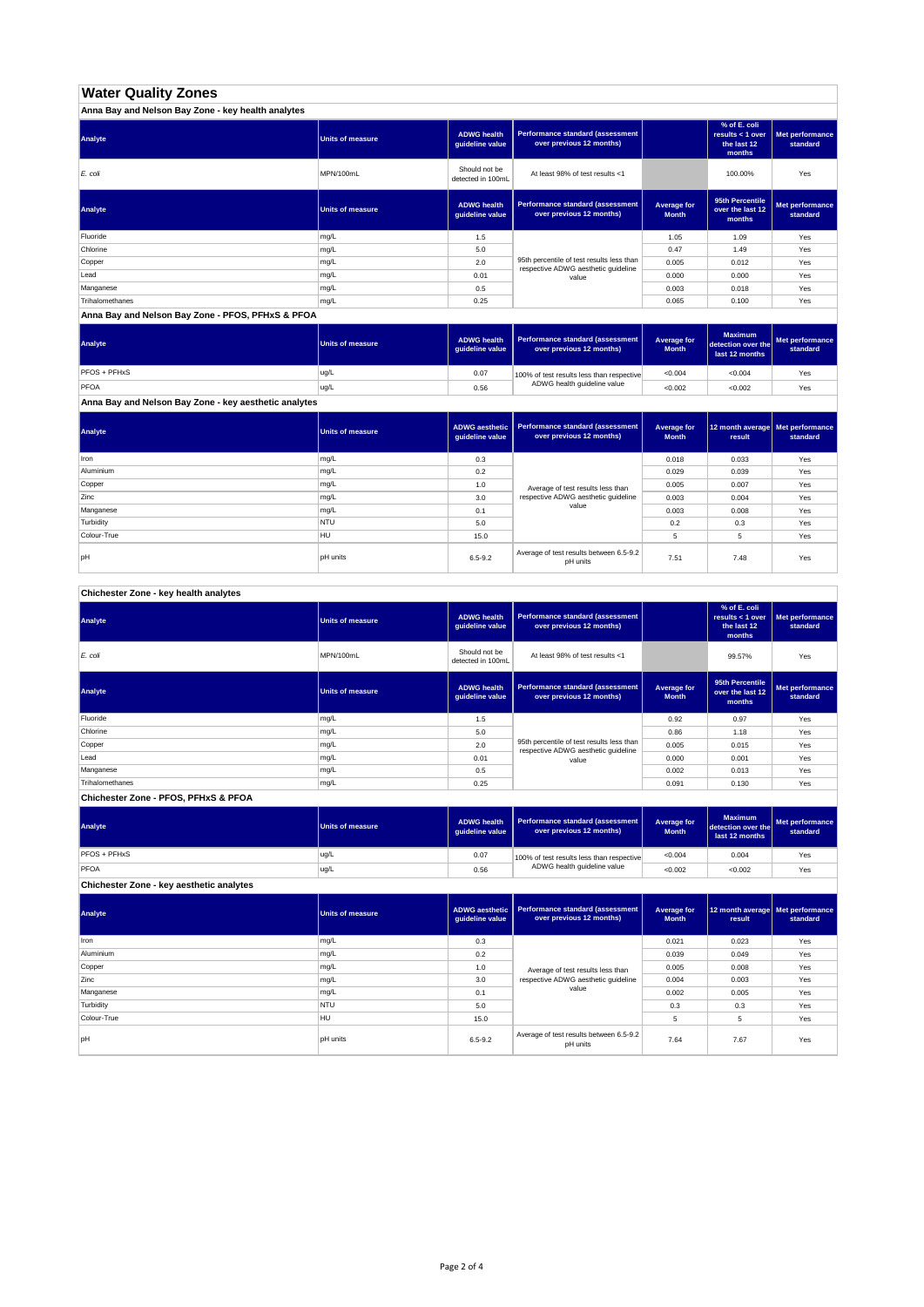# Water Quality Zones

## Anna Bay and Nelson Bay Zone - key health analytes

| Analyte | Units of measure | ADWG health guideline value | Performance standard (assessment over previous 12 months) | | % of E. coli results < 1 over the last 12 months | Met performance standard |
|---|---|---|---|---|---|---|
| *E. coli* | MPN/100mL | Should not be detected in 100mL | At least 98% of test results <1 | | 100.00% | Yes |

| Analyte | Units of measure | ADWG health guideline value | Performance standard (assessment over previous 12 months) | Average for Month | 95th Percentile over the last 12 months | Met performance standard |
|---|---|---|---|---|---|---|
| Fluoride | mg/L | 1.5 | 95th percentile of test results less than respective ADWG aesthetic guideline value | 1.05 | 1.09 | Yes |
| Chlorine | mg/L | 5.0 | | 0.47 | 1.49 | Yes |
| Copper | mg/L | 2.0 | | 0.005 | 0.012 | Yes |
| Lead | mg/L | 0.01 | | 0.000 | 0.000 | Yes |
| Manganese | mg/L | 0.5 | | 0.003 | 0.018 | Yes |
| Trihalomethanes | mg/L | 0.25 | | 0.065 | 0.100 | Yes |

## Anna Bay and Nelson Bay Zone - PFOS, PFHxS & PFOA

| Analyte | Units of measure | ADWG health guideline value | Performance standard (assessment over previous 12 months) | Average for Month | Maximum detection over the last 12 months | Met performance standard |
|---|---|---|---|---|---|---|
| PFOS + PFHxS | ug/L | 0.07 | 100% of test results less than respective ADWG health guideline value | <0.004 | <0.004 | Yes |
| PFOA | ug/L | 0.56 | | <0.002 | <0.002 | Yes |

## Anna Bay and Nelson Bay Zone - key aesthetic analytes

| Analyte | Units of measure | ADWG aesthetic guideline value | Performance standard (assessment over previous 12 months) | Average for Month | 12 month average result | Met performance standard |
|---|---|---|---|---|---|---|
| Iron | mg/L | 0.3 | Average of test results less than respective ADWG aesthetic guideline value | 0.018 | 0.033 | Yes |
| Aluminium | mg/L | 0.2 | | 0.029 | 0.039 | Yes |
| Copper | mg/L | 1.0 | | 0.005 | 0.007 | Yes |
| Zinc | mg/L | 3.0 | | 0.003 | 0.004 | Yes |
| Manganese | mg/L | 0.1 | | 0.003 | 0.008 | Yes |
| Turbidity | NTU | 5.0 | | 0.2 | 0.3 | Yes |
| Colour-True | HU | 15.0 | | 5 | 5 | Yes |
| pH | pH units | 6.5-9.2 | Average of test results between 6.5-9.2 pH units | 7.51 | 7.48 | Yes |

## Chichester Zone - key health analytes

| Analyte | Units of measure | ADWG health guideline value | Performance standard (assessment over previous 12 months) | | % of E. coli results < 1 over the last 12 months | Met performance standard |
|---|---|---|---|---|---|---|
| *E. coli* | MPN/100mL | Should not be detected in 100mL | At least 98% of test results <1 | | 99.57% | Yes |

| Analyte | Units of measure | ADWG health guideline value | Performance standard (assessment over previous 12 months) | Average for Month | 95th Percentile over the last 12 months | Met performance standard |
|---|---|---|---|---|---|---|
| Fluoride | mg/L | 1.5 | 95th percentile of test results less than respective ADWG aesthetic guideline value | 0.92 | 0.97 | Yes |
| Chlorine | mg/L | 5.0 | | 0.86 | 1.18 | Yes |
| Copper | mg/L | 2.0 | | 0.005 | 0.015 | Yes |
| Lead | mg/L | 0.01 | | 0.000 | 0.001 | Yes |
| Manganese | mg/L | 0.5 | | 0.002 | 0.013 | Yes |
| Trihalomethanes | mg/L | 0.25 | | 0.091 | 0.130 | Yes |

## Chichester Zone - PFOS, PFHxS & PFOA

| Analyte | Units of measure | ADWG health guideline value | Performance standard (assessment over previous 12 months) | Average for Month | Maximum detection over the last 12 months | Met performance standard |
|---|---|---|---|---|---|---|
| PFOS + PFHxS | ug/L | 0.07 | 100% of test results less than respective ADWG health guideline value | <0.004 | 0.004 | Yes |
| PFOA | ug/L | 0.56 | | <0.002 | <0.002 | Yes |

## Chichester Zone - key aesthetic analytes

| Analyte | Units of measure | ADWG aesthetic guideline value | Performance standard (assessment over previous 12 months) | Average for Month | 12 month average result | Met performance standard |
|---|---|---|---|---|---|---|
| Iron | mg/L | 0.3 | Average of test results less than respective ADWG aesthetic guideline value | 0.021 | 0.023 | Yes |
| Aluminium | mg/L | 0.2 | | 0.039 | 0.049 | Yes |
| Copper | mg/L | 1.0 | | 0.005 | 0.008 | Yes |
| Zinc | mg/L | 3.0 | | 0.004 | 0.003 | Yes |
| Manganese | mg/L | 0.1 | | 0.002 | 0.005 | Yes |
| Turbidity | NTU | 5.0 | | 0.3 | 0.3 | Yes |
| Colour-True | HU | 15.0 | | 5 | 5 | Yes |
| pH | pH units | 6.5-9.2 | Average of test results between 6.5-9.2 pH units | 7.64 | 7.67 | Yes |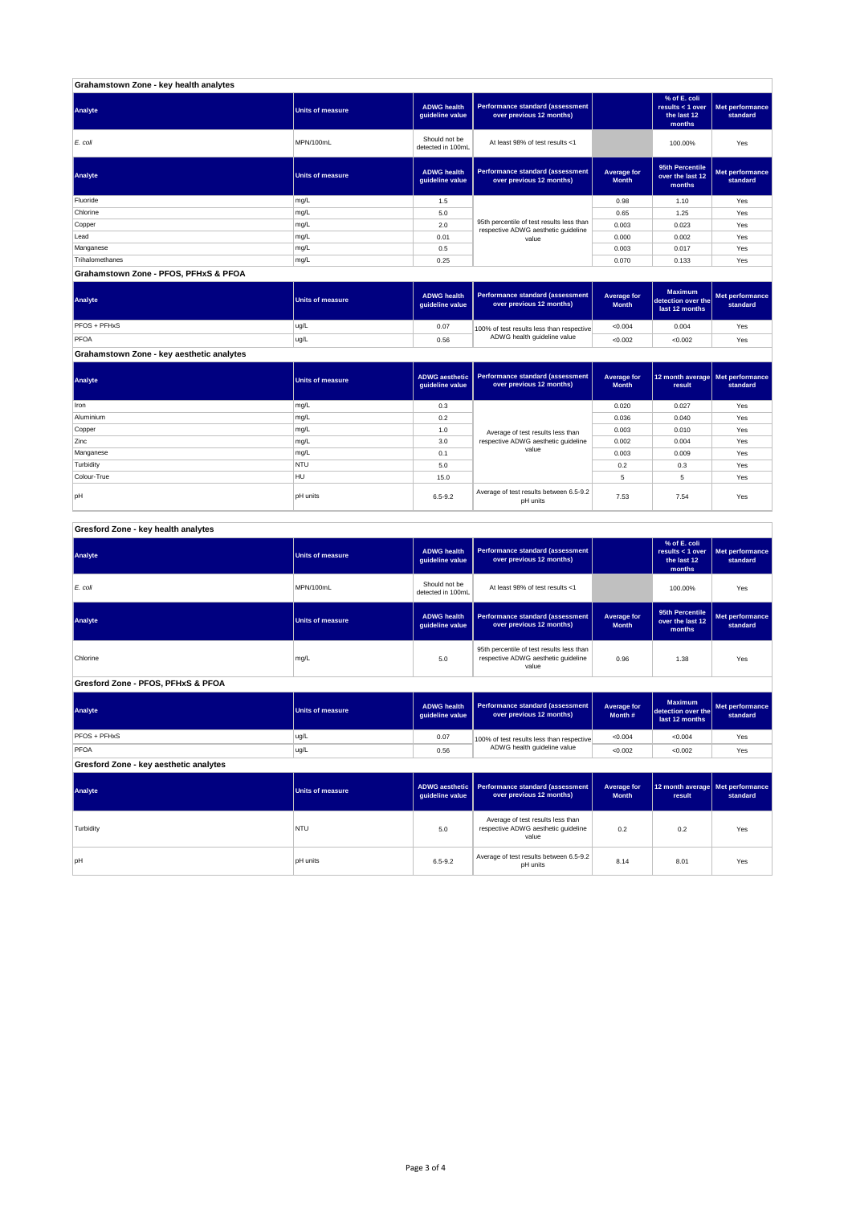## Grahamstown Zone - key health analytes

| Analyte | Units of measure | ADWG health guideline value | Performance standard (assessment over previous 12 months) | | % of E. coli results < 1 over the last 12 months | Met performance standard |
|---|---|---|---|---|---|---|
| *E. coli* | MPN/100mL | Should not be detected in 100mL | At least 98% of test results <1 | | 100.00% | Yes |

| Analyte | Units of measure | ADWG health guideline value | Performance standard (assessment over previous 12 months) | Average for Month | 95th Percentile over the last 12 months | Met performance standard |
|---|---|---|---|---|---|---|
| Fluoride | mg/L | 1.5 | 95th percentile of test results less than respective ADWG aesthetic guideline value | 0.98 | 1.10 | Yes |
| Chlorine | mg/L | 5.0 | | 0.65 | 1.25 | Yes |
| Copper | mg/L | 2.0 | | 0.003 | 0.023 | Yes |
| Lead | mg/L | 0.01 | | 0.000 | 0.002 | Yes |
| Manganese | mg/L | 0.5 | | 0.003 | 0.017 | Yes |
| Trihalomethanes | mg/L | 0.25 | | 0.070 | 0.133 | Yes |

## Grahamstown Zone - PFOS, PFHxS & PFOA

| Analyte | Units of measure | ADWG health guideline value | Performance standard (assessment over previous 12 months) | Average for Month | Maximum detection over the last 12 months | Met performance standard |
|---|---|---|---|---|---|---|
| PFOS + PFHxS | ug/L | 0.07 | 100% of test results less than respective ADWG health guideline value | <0.004 | 0.004 | Yes |
| PFOA | ug/L | 0.56 | | <0.002 | <0.002 | Yes |

## Grahamstown Zone - key aesthetic analytes

| Analyte | Units of measure | ADWG aesthetic guideline value | Performance standard (assessment over previous 12 months) | Average for Month | 12 month average result | Met performance standard |
|---|---|---|---|---|---|---|
| Iron | mg/L | 0.3 | Average of test results less than respective ADWG aesthetic guideline value | 0.020 | 0.027 | Yes |
| Aluminium | mg/L | 0.2 | | 0.036 | 0.040 | Yes |
| Copper | mg/L | 1.0 | | 0.003 | 0.010 | Yes |
| Zinc | mg/L | 3.0 | | 0.002 | 0.004 | Yes |
| Manganese | mg/L | 0.1 | | 0.003 | 0.009 | Yes |
| Turbidity | NTU | 5.0 | | 0.2 | 0.3 | Yes |
| Colour-True | HU | 15.0 | | 5 | 5 | Yes |
| pH | pH units | 6.5-9.2 | Average of test results between 6.5-9.2 pH units | 7.53 | 7.54 | Yes |

## Gresford Zone - key health analytes

| Analyte | Units of measure | ADWG health guideline value | Performance standard (assessment over previous 12 months) | | % of E. coli results < 1 over the last 12 months | Met performance standard |
|---|---|---|---|---|---|---|
| *E. coli* | MPN/100mL | Should not be detected in 100mL | At least 98% of test results <1 | | 100.00% | Yes |

| Analyte | Units of measure | ADWG health guideline value | Performance standard (assessment over previous 12 months) | Average for Month | 95th Percentile over the last 12 months | Met performance standard |
|---|---|---|---|---|---|---|
| Chlorine | mg/L | 5.0 | 95th percentile of test results less than respective ADWG aesthetic guideline value | 0.96 | 1.38 | Yes |

## Gresford Zone - PFOS, PFHxS & PFOA

| Analyte | Units of measure | ADWG health guideline value | Performance standard (assessment over previous 12 months) | Average for Month # | Maximum detection over the last 12 months | Met performance standard |
|---|---|---|---|---|---|---|
| PFOS + PFHxS | ug/L | 0.07 | 100% of test results less than respective ADWG health guideline value | <0.004 | <0.004 | Yes |
| PFOA | ug/L | 0.56 | | <0.002 | <0.002 | Yes |

## Gresford Zone - key aesthetic analytes

| Analyte | Units of measure | ADWG aesthetic guideline value | Performance standard (assessment over previous 12 months) | Average for Month | 12 month average result | Met performance standard |
|---|---|---|---|---|---|---|
| Turbidity | NTU | 5.0 | Average of test results less than respective ADWG aesthetic guideline value | 0.2 | 0.2 | Yes |
| pH | pH units | 6.5-9.2 | Average of test results between 6.5-9.2 pH units | 8.14 | 8.01 | Yes |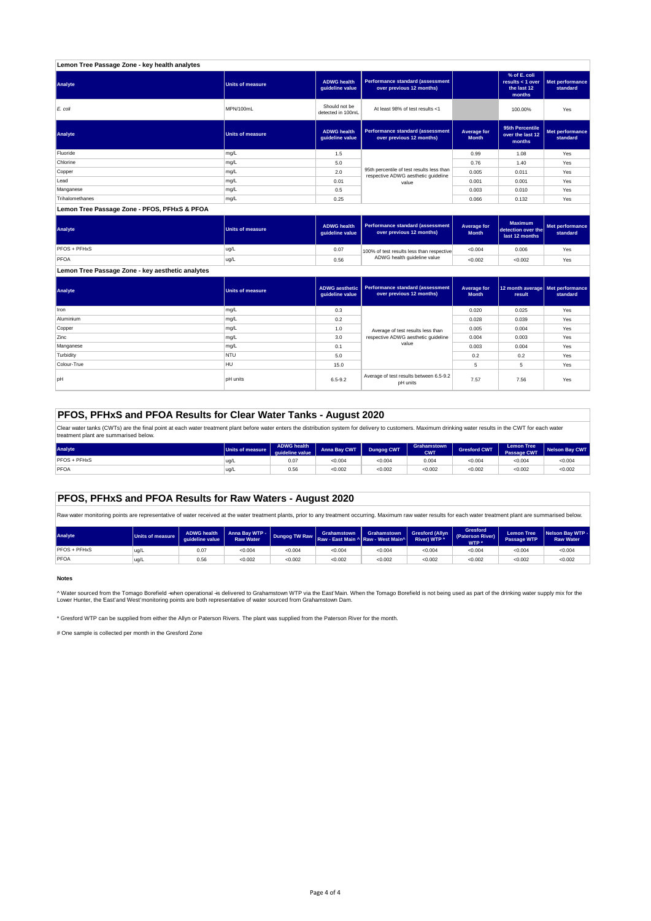### Lemon Tree Passage Zone - key health analytes

| Analyte | Units of measure | ADWG health guideline value | Performance standard (assessment over previous 12 months) | | % of E. coli results < 1 over the last 12 months | Met performance standard |
|---|---|---|---|---|---|---|
| *E. coli* | MPN/100mL | Should not be detected in 100mL | At least 98% of test results <1 | | 100.00% | Yes |

| Analyte | Units of measure | ADWG health guideline value | Performance standard (assessment over previous 12 months) | Average for Month | 95th Percentile over the last 12 months | Met performance standard |
|---|---|---|---|---|---|---|
| Fluoride | mg/L | 1.5 | 95th percentile of test results less than respective ADWG aesthetic guideline value | 0.99 | 1.08 | Yes |
| Chlorine | mg/L | 5.0 | | 0.76 | 1.40 | Yes |
| Copper | mg/L | 2.0 | | 0.005 | 0.011 | Yes |
| Lead | mg/L | 0.01 | | 0.001 | 0.001 | Yes |
| Manganese | mg/L | 0.5 | | 0.003 | 0.010 | Yes |
| Trihalomethanes | mg/L | 0.25 | | 0.066 | 0.132 | Yes |

### Lemon Tree Passage Zone - PFOS, PFHxS & PFOA

| Analyte | Units of measure | ADWG health guideline value | Performance standard (assessment over previous 12 months) | Average for Month | Maximum detection over the last 12 months | Met performance standard |
|---|---|---|---|---|---|---|
| PFOS + PFHxS | ug/L | 0.07 | 100% of test results less than respective ADWG health guideline value | <0.004 | 0.006 | Yes |
| PFOA | ug/L | 0.56 | | <0.002 | <0.002 | Yes |

### Lemon Tree Passage Zone - key aesthetic analytes

| Analyte | Units of measure | ADWG aesthetic guideline value | Performance standard (assessment over previous 12 months) | Average for Month | 12 month average result | Met performance standard |
|---|---|---|---|---|---|---|
| Iron | mg/L | 0.3 | Average of test results less than respective ADWG aesthetic guideline value | 0.020 | 0.025 | Yes |
| Aluminium | mg/L | 0.2 | | 0.028 | 0.039 | Yes |
| Copper | mg/L | 1.0 | | 0.005 | 0.004 | Yes |
| Zinc | mg/L | 3.0 | | 0.004 | 0.003 | Yes |
| Manganese | mg/L | 0.1 | | 0.003 | 0.004 | Yes |
| Turbidity | NTU | 5.0 | | 0.2 | 0.2 | Yes |
| Colour-True | HU | 15.0 | | 5 | 5 | Yes |
| pH | pH units | 6.5-9.2 | Average of test results between 6.5-9.2 pH units | 7.57 | 7.56 | Yes |

## PFOS, PFHxS and PFOA Results for Clear Water Tanks - August 2020

Clear water tanks (CWTs) are the final point at each water treatment plant before water enters the distribution system for delivery to customers. Maximum drinking water results in the CWT for each water treatment plant are summarised below.

| Analyte | Units of measure | ADWG health guideline value | Anna Bay CWT | Dungog CWT | Grahamstown CWT | Gresford CWT | Lemon Tree Passage CWT | Nelson Bay CWT |
|---|---|---|---|---|---|---|---|---|
| PFOS + PFHxS | ug/L | 0.07 | <0.004 | <0.004 | 0.004 | <0.004 | <0.004 | <0.004 |
| PFOA | ug/L | 0.56 | <0.002 | <0.002 | <0.002 | <0.002 | <0.002 | <0.002 |

## PFOS, PFHxS and PFOA Results for Raw Waters - August 2020

Raw water monitoring points are representative of water received at the water treatment plants, prior to any treatment occurring. Maximum raw water results for each water treatment plant are summarised below.

| Analyte | Units of measure | ADWG health guideline value | Anna Bay WTP - Raw Water | Dungog TW Raw | Grahamstown Raw - East Main ^ | Grahamstown Raw - West Main^ | Gresford (Allyn River) WTP * | Gresford (Paterson River) WTP * | Lemon Tree Passage WTP | Nelson Bay WTP - Raw Water |
|---|---|---|---|---|---|---|---|---|---|---|
| PFOS + PFHxS | ug/L | 0.07 | <0.004 | <0.004 | <0.004 | <0.004 | <0.004 | <0.004 | <0.004 | <0.004 |
| PFOA | ug/L | 0.56 | <0.002 | <0.002 | <0.002 | <0.002 | <0.002 | <0.002 | <0.002 | <0.002 |

**Notes**

^ Water sourced from the Tomago Borefield -when operational -is delivered to Grahamstown WTP via the East'Main. When the Tomago Borefield is not being used as part of the drinking water supply mix for the Lower Hunter, the East'and West'monitoring points are both representative of water sourced from Grahamstown Dam.

* Gresford WTP can be supplied from either the Allyn or Paterson Rivers. The plant was supplied from the Paterson River for the month.

# One sample is collected per month in the Gresford Zone